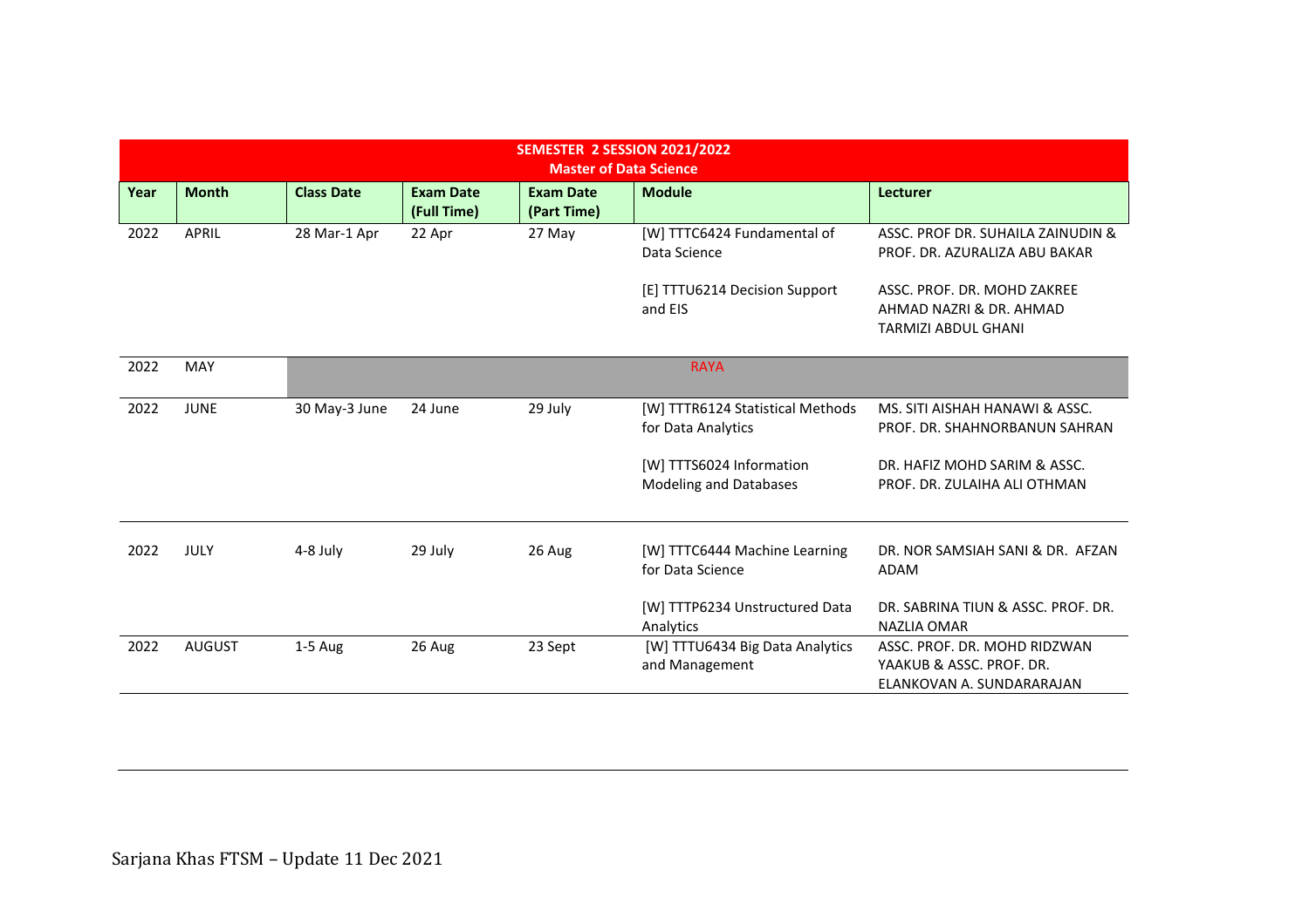**SEMESTER 2 SESSION 2021/2022**
**Master of Data Science**

| Year | Month | Class Date | Exam Date (Full Time) | Exam Date (Part Time) | Module | Lecturer |
|---|---|---|---|---|---|---|
| 2022 | APRIL | 28 Mar-1 Apr | 22 Apr | 27 May | [W] TTTC6424 Fundamental of Data Science<br><br>[E] TTTU6214 Decision Support and EIS | ASSC. PROF DR. SUHAILA ZAINUDIN & PROF. DR. AZURALIZA ABU BAKAR<br><br>ASSC. PROF. DR. MOHD ZAKREE AHMAD NAZRI & DR. AHMAD TARMIZI ABDUL GHANI |
| 2022 | MAY | RAYA | | | | |
| 2022 | JUNE | 30 May-3 June | 24 June | 29 July | [W] TTTR6124 Statistical Methods for Data Analytics<br><br>[W] TTTS6024 Information Modeling and Databases | MS. SITI AISHAH HANAWI & ASSC. PROF. DR. SHAHNORBANUN SAHRAN<br><br>DR. HAFIZ MOHD SARIM & ASSC. PROF. DR. ZULAIHA ALI OTHMAN |
| 2022 | JULY | 4-8 July | 29 July | 26 Aug | [W] TTTC6444 Machine Learning for Data Science<br><br>[W] TTTP6234 Unstructured Data Analytics | DR. NOR SAMSIAH SANI & DR. AFZAN ADAM<br><br>DR. SABRINA TIUN & ASSC. PROF. DR. NAZLIA OMAR |
| 2022 | AUGUST | 1-5 Aug | 26 Aug | 23 Sept | [W] TTTU6434 Big Data Analytics and Management | ASSC. PROF. DR. MOHD RIDZWAN YAAKUB & ASSC. PROF. DR. ELANKOVAN A. SUNDARARAJAN |

Sarjana Khas FTSM – Update 11 Dec 2021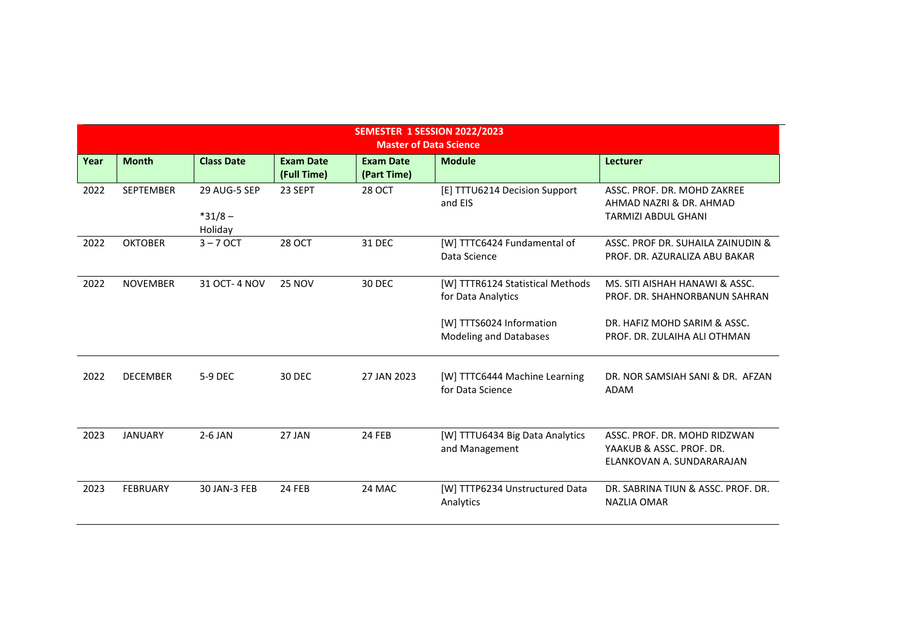| SEMESTER 1 SESSION 2022/2023<br>Master of Data Science | | | | | | |
|---|---|---|---|---|---|---|
| **Year** | **Month** | **Class Date** | **Exam Date (Full Time)** | **Exam Date (Part Time)** | **Module** | **Lecturer** |
| 2022 | SEPTEMBER | 29 AUG-5 SEP<br>*31/8 – Holiday | 23 SEPT | 28 OCT | [E] TTTU6214 Decision Support and EIS | ASSC. PROF. DR. MOHD ZAKREE AHMAD NAZRI & DR. AHMAD TARMIZI ABDUL GHANI |
| 2022 | OKTOBER | 3 – 7 OCT | 28 OCT | 31 DEC | [W] TTTC6424 Fundamental of Data Science | ASSC. PROF DR. SUHAILA ZAINUDIN & PROF. DR. AZURALIZA ABU BAKAR |
| 2022 | NOVEMBER | 31 OCT- 4 NOV | 25 NOV | 30 DEC | [W] TTTR6124 Statistical Methods for Data Analytics<br><br>[W] TTTS6024 Information Modeling and Databases | MS. SITI AISHAH HANAWI & ASSC. PROF. DR. SHAHNORBANUN SAHRAN<br><br>DR. HAFIZ MOHD SARIM & ASSC. PROF. DR. ZULAIHA ALI OTHMAN |
| 2022 | DECEMBER | 5-9 DEC | 30 DEC | 27 JAN 2023 | [W] TTTC6444 Machine Learning for Data Science | DR. NOR SAMSIAH SANI & DR. AFZAN ADAM |
| 2023 | JANUARY | 2-6 JAN | 27 JAN | 24 FEB | [W] TTTU6434 Big Data Analytics and Management | ASSC. PROF. DR. MOHD RIDZWAN YAAKUB & ASSC. PROF. DR. ELANKOVAN A. SUNDARARAJAN |
| 2023 | FEBRUARY | 30 JAN-3 FEB | 24 FEB | 24 MAC | [W] TTTP6234 Unstructured Data Analytics | DR. SABRINA TIUN & ASSC. PROF. DR. NAZLIA OMAR |